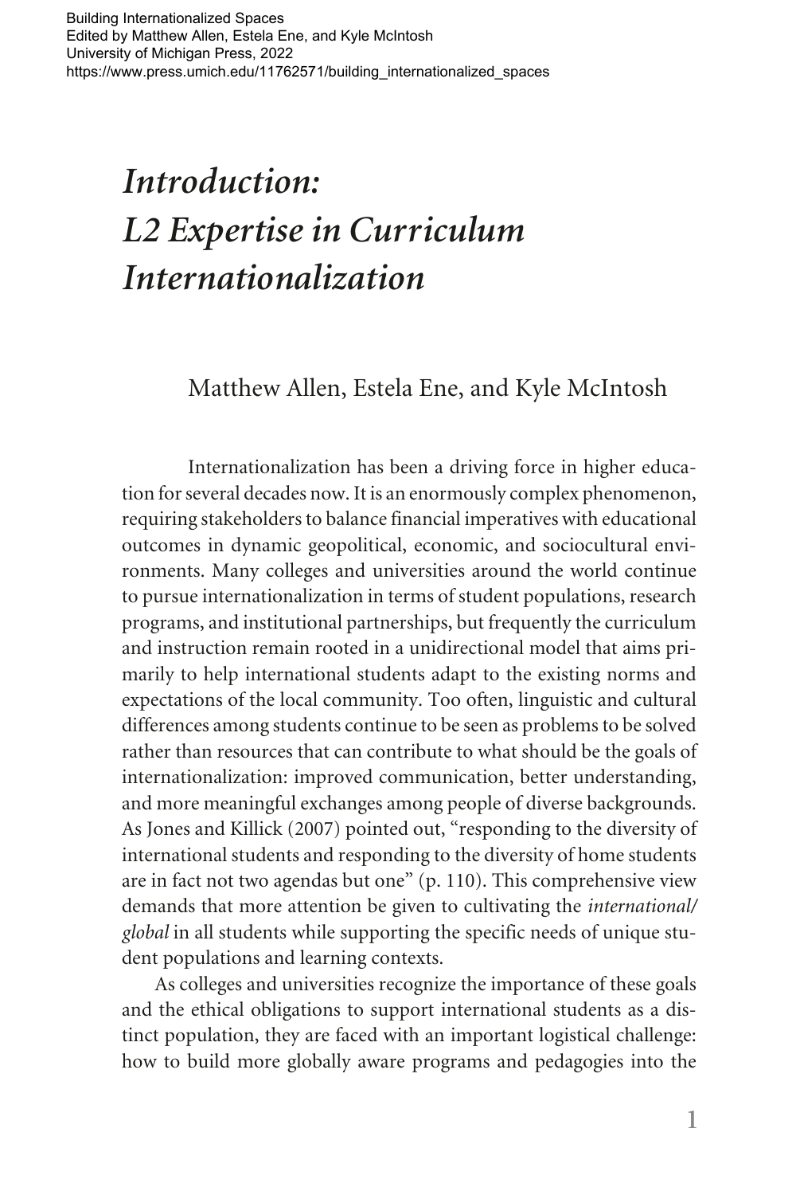Building Internationalized Spaces
Edited by Matthew Allen, Estela Ene, and Kyle McIntosh
University of Michigan Press, 2022
https://www.press.umich.edu/11762571/building_internationalized_spaces

# *Introduction: L2 Expertise in Curriculum Internationalization*

Matthew Allen, Estela Ene, and Kyle McIntosh

Internationalization has been a driving force in higher education for several decades now. It is an enormously complex phenomenon, requiring stakeholders to balance financial imperatives with educational outcomes in dynamic geopolitical, economic, and sociocultural environments. Many colleges and universities around the world continue to pursue internationalization in terms of student populations, research programs, and institutional partnerships, but frequently the curriculum and instruction remain rooted in a unidirectional model that aims primarily to help international students adapt to the existing norms and expectations of the local community. Too often, linguistic and cultural differences among students continue to be seen as problems to be solved rather than resources that can contribute to what should be the goals of internationalization: improved communication, better understanding, and more meaningful exchanges among people of diverse backgrounds. As Jones and Killick (2007) pointed out, "responding to the diversity of international students and responding to the diversity of home students are in fact not two agendas but one" (p. 110). This comprehensive view demands that more attention be given to cultivating the *international/global* in all students while supporting the specific needs of unique student populations and learning contexts.

As colleges and universities recognize the importance of these goals and the ethical obligations to support international students as a distinct population, they are faced with an important logistical challenge: how to build more globally aware programs and pedagogies into the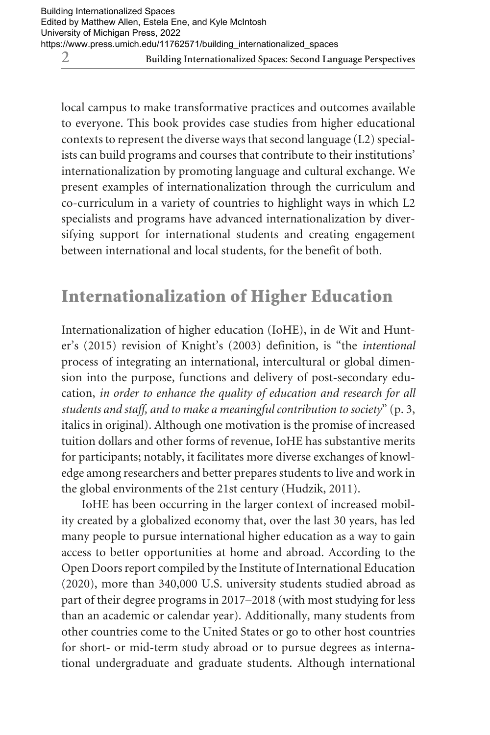local campus to make transformative practices and outcomes available to everyone. This book provides case studies from higher educational contexts to represent the diverse ways that second language (L2) specialists can build programs and courses that contribute to their institutions' internationalization by promoting language and cultural exchange. We present examples of internationalization through the curriculum and co-curriculum in a variety of countries to highlight ways in which L2 specialists and programs have advanced internationalization by diversifying support for international students and creating engagement between international and local students, for the benefit of both.

## Internationalization of Higher Education

Internationalization of higher education (IoHE), in de Wit and Hunter's (2015) revision of Knight's (2003) definition, is "the *intentional* process of integrating an international, intercultural or global dimension into the purpose, functions and delivery of post-secondary education, *in order to enhance the quality of education and research for all students and staff, and to make a meaningful contribution to society*" (p. 3, italics in original). Although one motivation is the promise of increased tuition dollars and other forms of revenue, IoHE has substantive merits for participants; notably, it facilitates more diverse exchanges of knowledge among researchers and better prepares students to live and work in the global environments of the 21st century (Hudzik, 2011).

IoHE has been occurring in the larger context of increased mobility created by a globalized economy that, over the last 30 years, has led many people to pursue international higher education as a way to gain access to better opportunities at home and abroad. According to the Open Doors report compiled by the Institute of International Education (2020), more than 340,000 U.S. university students studied abroad as part of their degree programs in 2017–2018 (with most studying for less than an academic or calendar year). Additionally, many students from other countries come to the United States or go to other host countries for short- or mid-term study abroad or to pursue degrees as international undergraduate and graduate students. Although international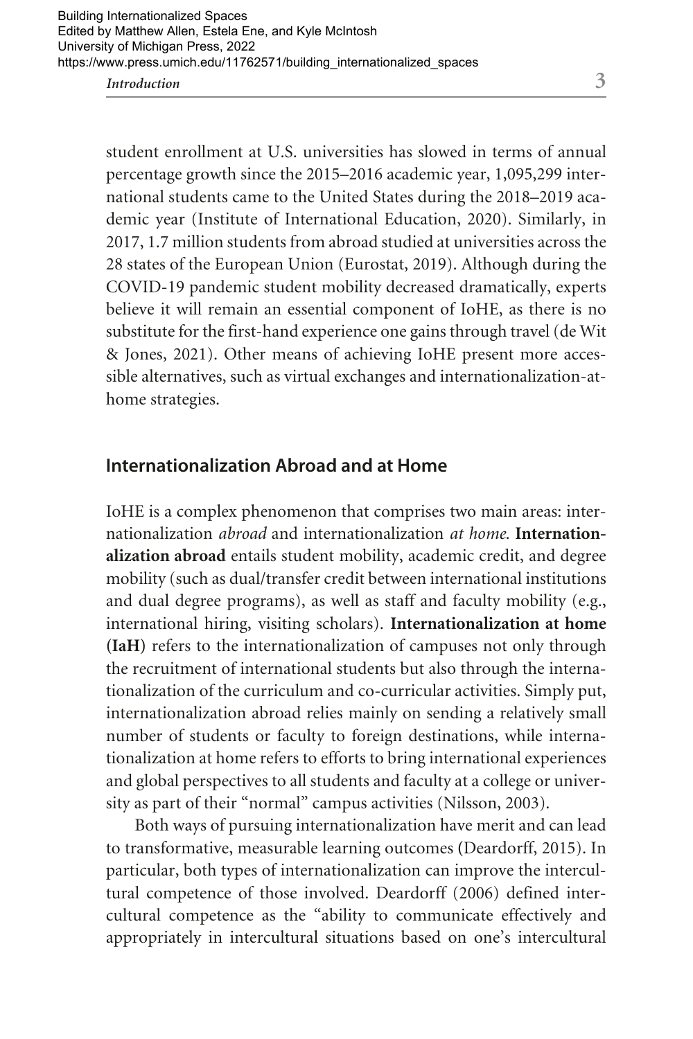student enrollment at U.S. universities has slowed in terms of annual percentage growth since the 2015–2016 academic year, 1,095,299 international students came to the United States during the 2018–2019 academic year (Institute of International Education, 2020). Similarly, in 2017, 1.7 million students from abroad studied at universities across the 28 states of the European Union (Eurostat, 2019). Although during the COVID-19 pandemic student mobility decreased dramatically, experts believe it will remain an essential component of IoHE, as there is no substitute for the first-hand experience one gains through travel (de Wit & Jones, 2021). Other means of achieving IoHE present more accessible alternatives, such as virtual exchanges and internationalization-at-home strategies.

## Internationalization Abroad and at Home

IoHE is a complex phenomenon that comprises two main areas: internationalization *abroad* and internationalization *at home*. **Internationalization abroad** entails student mobility, academic credit, and degree mobility (such as dual/transfer credit between international institutions and dual degree programs), as well as staff and faculty mobility (e.g., international hiring, visiting scholars). **Internationalization at home (IaH)** refers to the internationalization of campuses not only through the recruitment of international students but also through the internationalization of the curriculum and co-curricular activities. Simply put, internationalization abroad relies mainly on sending a relatively small number of students or faculty to foreign destinations, while internationalization at home refers to efforts to bring international experiences and global perspectives to all students and faculty at a college or university as part of their "normal" campus activities (Nilsson, 2003).

Both ways of pursuing internationalization have merit and can lead to transformative, measurable learning outcomes (Deardorff, 2015). In particular, both types of internationalization can improve the intercultural competence of those involved. Deardorff (2006) defined intercultural competence as the "ability to communicate effectively and appropriately in intercultural situations based on one's intercultural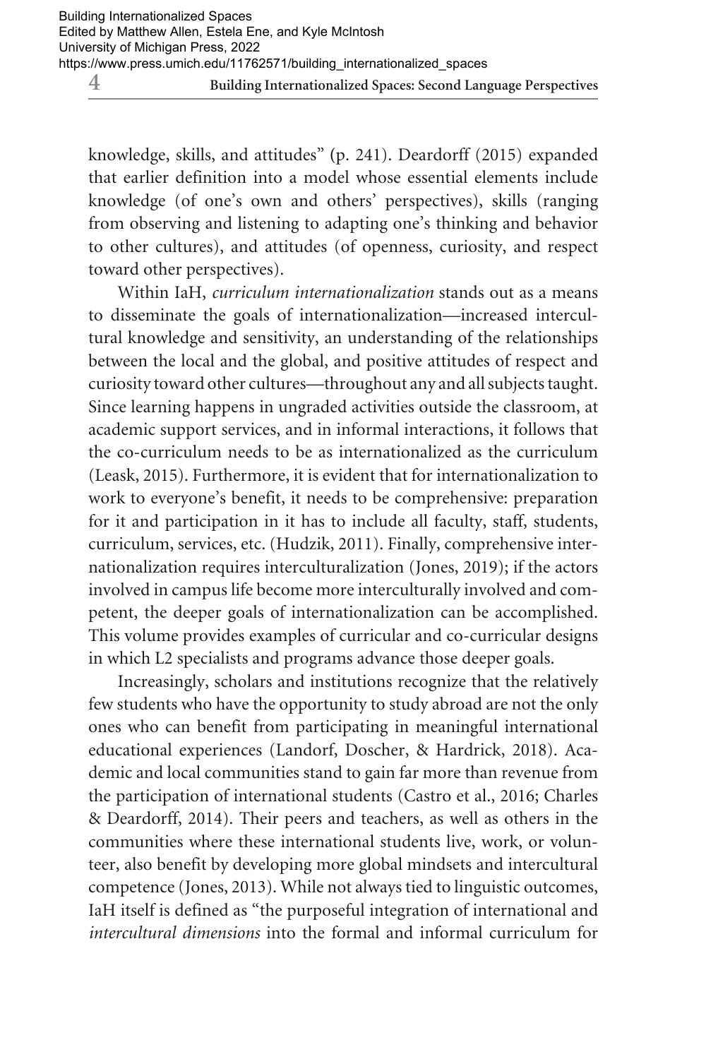knowledge, skills, and attitudes" (p. 241). Deardorff (2015) expanded that earlier definition into a model whose essential elements include knowledge (of one's own and others' perspectives), skills (ranging from observing and listening to adapting one's thinking and behavior to other cultures), and attitudes (of openness, curiosity, and respect toward other perspectives).

Within IaH, *curriculum internationalization* stands out as a means to disseminate the goals of internationalization—increased intercultural knowledge and sensitivity, an understanding of the relationships between the local and the global, and positive attitudes of respect and curiosity toward other cultures—throughout any and all subjects taught. Since learning happens in ungraded activities outside the classroom, at academic support services, and in informal interactions, it follows that the co-curriculum needs to be as internationalized as the curriculum (Leask, 2015). Furthermore, it is evident that for internationalization to work to everyone's benefit, it needs to be comprehensive: preparation for it and participation in it has to include all faculty, staff, students, curriculum, services, etc. (Hudzik, 2011). Finally, comprehensive internationalization requires interculturalization (Jones, 2019); if the actors involved in campus life become more interculturally involved and competent, the deeper goals of internationalization can be accomplished. This volume provides examples of curricular and co-curricular designs in which L2 specialists and programs advance those deeper goals.

Increasingly, scholars and institutions recognize that the relatively few students who have the opportunity to study abroad are not the only ones who can benefit from participating in meaningful international educational experiences (Landorf, Doscher, & Hardrick, 2018). Academic and local communities stand to gain far more than revenue from the participation of international students (Castro et al., 2016; Charles & Deardorff, 2014). Their peers and teachers, as well as others in the communities where these international students live, work, or volunteer, also benefit by developing more global mindsets and intercultural competence (Jones, 2013). While not always tied to linguistic outcomes, IaH itself is defined as "the purposeful integration of international and *intercultural dimensions* into the formal and informal curriculum for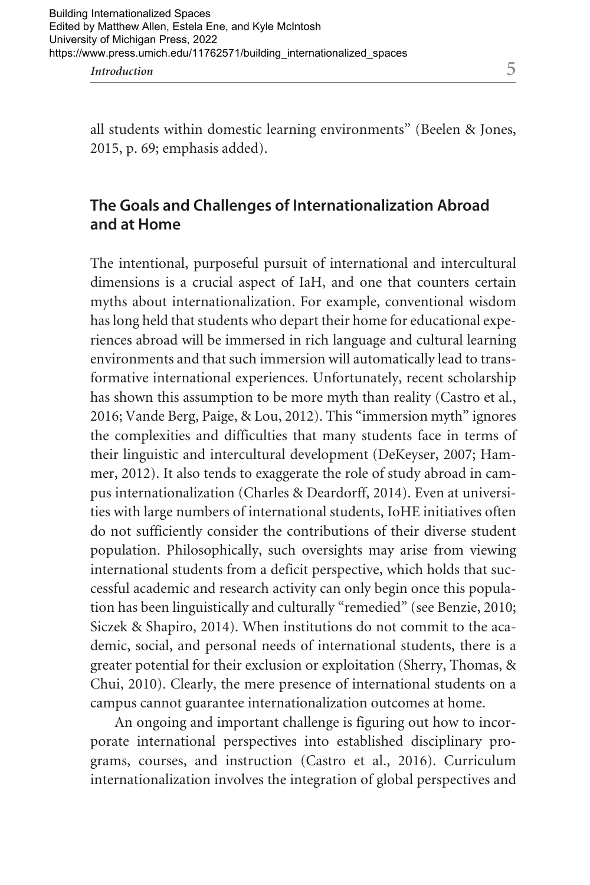all students within domestic learning environments" (Beelen & Jones, 2015, p. 69; emphasis added).

## The Goals and Challenges of Internationalization Abroad and at Home

The intentional, purposeful pursuit of international and intercultural dimensions is a crucial aspect of IaH, and one that counters certain myths about internationalization. For example, conventional wisdom has long held that students who depart their home for educational experiences abroad will be immersed in rich language and cultural learning environments and that such immersion will automatically lead to transformative international experiences. Unfortunately, recent scholarship has shown this assumption to be more myth than reality (Castro et al., 2016; Vande Berg, Paige, & Lou, 2012). This "immersion myth" ignores the complexities and difficulties that many students face in terms of their linguistic and intercultural development (DeKeyser, 2007; Hammer, 2012). It also tends to exaggerate the role of study abroad in campus internationalization (Charles & Deardorff, 2014). Even at universities with large numbers of international students, IoHE initiatives often do not sufficiently consider the contributions of their diverse student population. Philosophically, such oversights may arise from viewing international students from a deficit perspective, which holds that successful academic and research activity can only begin once this population has been linguistically and culturally "remedied" (see Benzie, 2010; Siczek & Shapiro, 2014). When institutions do not commit to the academic, social, and personal needs of international students, there is a greater potential for their exclusion or exploitation (Sherry, Thomas, & Chui, 2010). Clearly, the mere presence of international students on a campus cannot guarantee internationalization outcomes at home.

An ongoing and important challenge is figuring out how to incorporate international perspectives into established disciplinary programs, courses, and instruction (Castro et al., 2016). Curriculum internationalization involves the integration of global perspectives and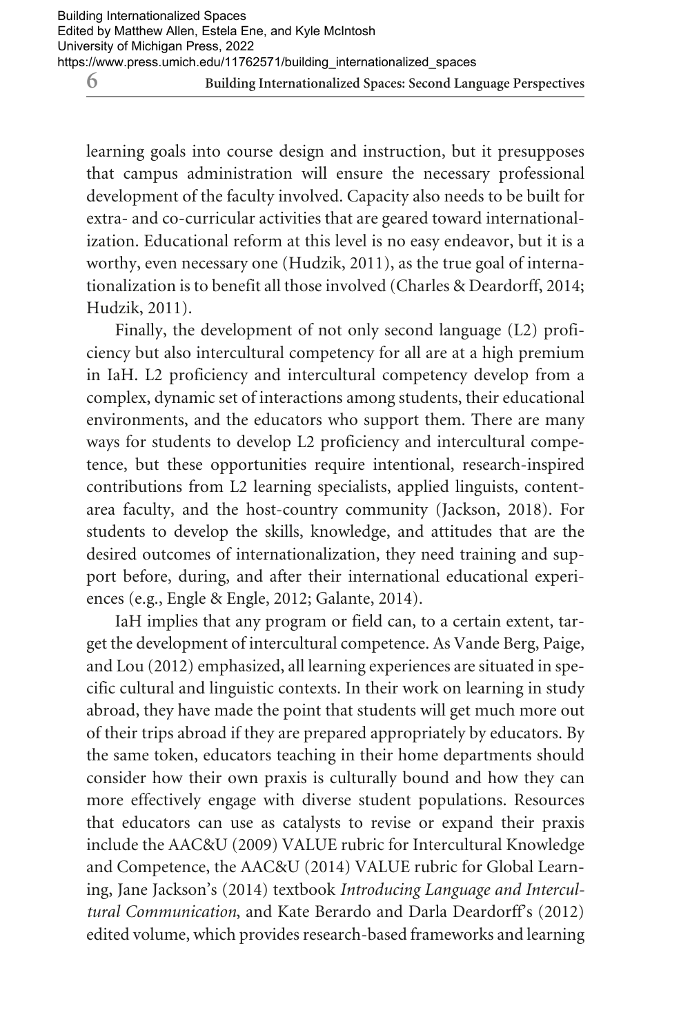learning goals into course design and instruction, but it presupposes that campus administration will ensure the necessary professional development of the faculty involved. Capacity also needs to be built for extra- and co-curricular activities that are geared toward internationalization. Educational reform at this level is no easy endeavor, but it is a worthy, even necessary one (Hudzik, 2011), as the true goal of internationalization is to benefit all those involved (Charles & Deardorff, 2014; Hudzik, 2011).

Finally, the development of not only second language (L2) proficiency but also intercultural competency for all are at a high premium in IaH. L2 proficiency and intercultural competency develop from a complex, dynamic set of interactions among students, their educational environments, and the educators who support them. There are many ways for students to develop L2 proficiency and intercultural competence, but these opportunities require intentional, research-inspired contributions from L2 learning specialists, applied linguists, content-area faculty, and the host-country community (Jackson, 2018). For students to develop the skills, knowledge, and attitudes that are the desired outcomes of internationalization, they need training and support before, during, and after their international educational experiences (e.g., Engle & Engle, 2012; Galante, 2014).

IaH implies that any program or field can, to a certain extent, target the development of intercultural competence. As Vande Berg, Paige, and Lou (2012) emphasized, all learning experiences are situated in specific cultural and linguistic contexts. In their work on learning in study abroad, they have made the point that students will get much more out of their trips abroad if they are prepared appropriately by educators. By the same token, educators teaching in their home departments should consider how their own praxis is culturally bound and how they can more effectively engage with diverse student populations. Resources that educators can use as catalysts to revise or expand their praxis include the AAC&U (2009) VALUE rubric for Intercultural Knowledge and Competence, the AAC&U (2014) VALUE rubric for Global Learning, Jane Jackson's (2014) textbook *Introducing Language and Intercultural Communication*, and Kate Berardo and Darla Deardorff's (2012) edited volume, which provides research-based frameworks and learning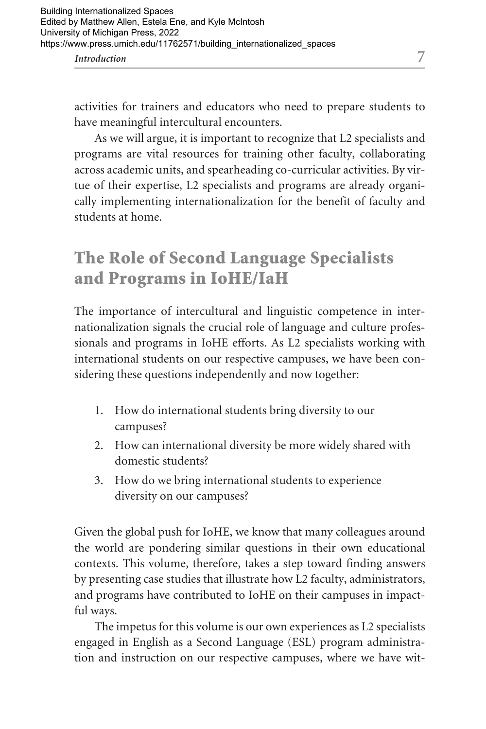activities for trainers and educators who need to prepare students to have meaningful intercultural encounters.

As we will argue, it is important to recognize that L2 specialists and programs are vital resources for training other faculty, collaborating across academic units, and spearheading co-curricular activities. By virtue of their expertise, L2 specialists and programs are already organically implementing internationalization for the benefit of faculty and students at home.

## The Role of Second Language Specialists and Programs in IoHE/IaH

The importance of intercultural and linguistic competence in internationalization signals the crucial role of language and culture professionals and programs in IoHE efforts. As L2 specialists working with international students on our respective campuses, we have been considering these questions independently and now together:

1. How do international students bring diversity to our campuses?
2. How can international diversity be more widely shared with domestic students?
3. How do we bring international students to experience diversity on our campuses?

Given the global push for IoHE, we know that many colleagues around the world are pondering similar questions in their own educational contexts. This volume, therefore, takes a step toward finding answers by presenting case studies that illustrate how L2 faculty, administrators, and programs have contributed to IoHE on their campuses in impactful ways.

The impetus for this volume is our own experiences as L2 specialists engaged in English as a Second Language (ESL) program administration and instruction on our respective campuses, where we have wit-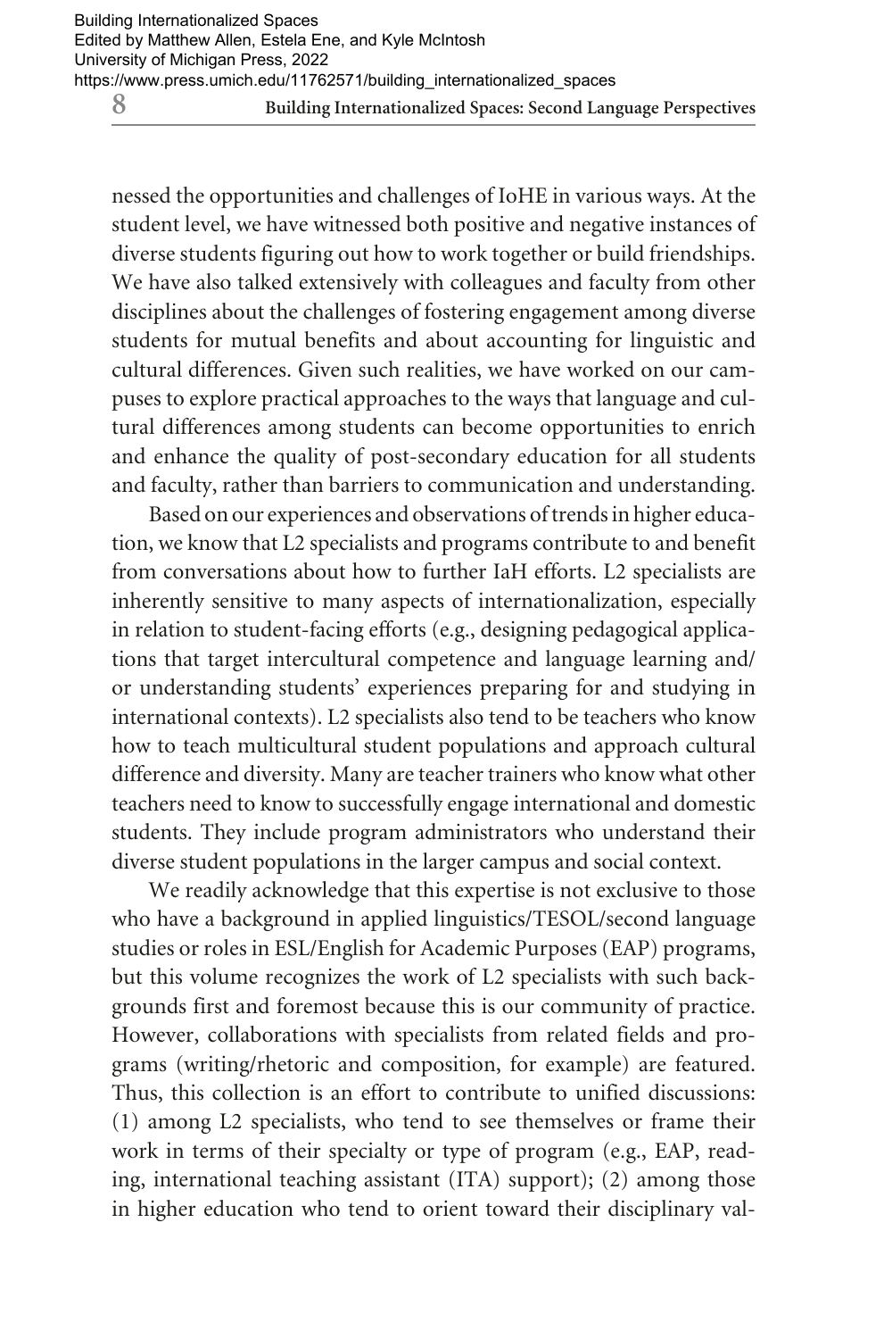nessed the opportunities and challenges of IoHE in various ways. At the student level, we have witnessed both positive and negative instances of diverse students figuring out how to work together or build friendships. We have also talked extensively with colleagues and faculty from other disciplines about the challenges of fostering engagement among diverse students for mutual benefits and about accounting for linguistic and cultural differences. Given such realities, we have worked on our campuses to explore practical approaches to the ways that language and cultural differences among students can become opportunities to enrich and enhance the quality of post-secondary education for all students and faculty, rather than barriers to communication and understanding.

Based on our experiences and observations of trends in higher education, we know that L2 specialists and programs contribute to and benefit from conversations about how to further IaH efforts. L2 specialists are inherently sensitive to many aspects of internationalization, especially in relation to student-facing efforts (e.g., designing pedagogical applications that target intercultural competence and language learning and/or understanding students' experiences preparing for and studying in international contexts). L2 specialists also tend to be teachers who know how to teach multicultural student populations and approach cultural difference and diversity. Many are teacher trainers who know what other teachers need to know to successfully engage international and domestic students. They include program administrators who understand their diverse student populations in the larger campus and social context.

We readily acknowledge that this expertise is not exclusive to those who have a background in applied linguistics/TESOL/second language studies or roles in ESL/English for Academic Purposes (EAP) programs, but this volume recognizes the work of L2 specialists with such backgrounds first and foremost because this is our community of practice. However, collaborations with specialists from related fields and programs (writing/rhetoric and composition, for example) are featured. Thus, this collection is an effort to contribute to unified discussions: (1) among L2 specialists, who tend to see themselves or frame their work in terms of their specialty or type of program (e.g., EAP, reading, international teaching assistant (ITA) support); (2) among those in higher education who tend to orient toward their disciplinary val-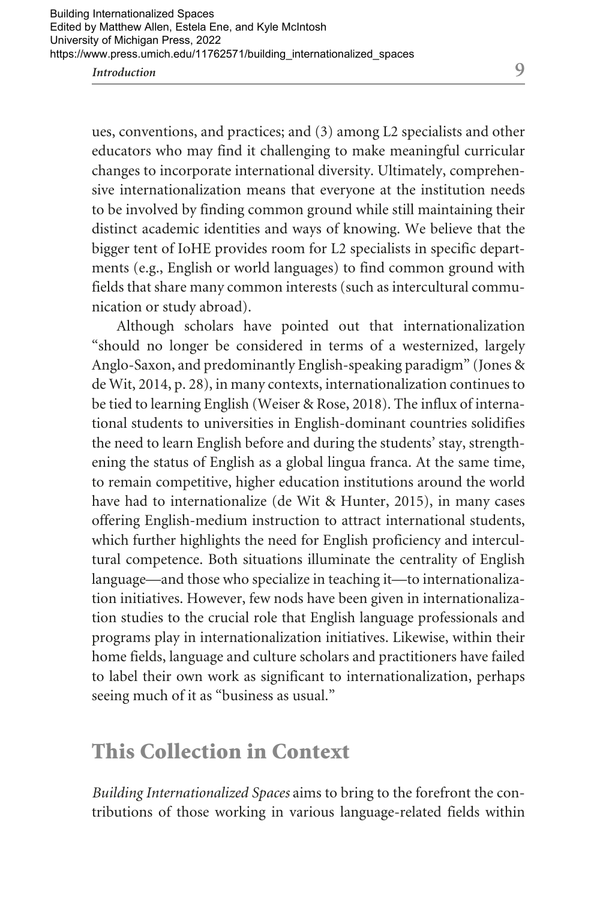ues, conventions, and practices; and (3) among L2 specialists and other educators who may find it challenging to make meaningful curricular changes to incorporate international diversity. Ultimately, comprehensive internationalization means that everyone at the institution needs to be involved by finding common ground while still maintaining their distinct academic identities and ways of knowing. We believe that the bigger tent of IoHE provides room for L2 specialists in specific departments (e.g., English or world languages) to find common ground with fields that share many common interests (such as intercultural communication or study abroad).

Although scholars have pointed out that internationalization "should no longer be considered in terms of a westernized, largely Anglo-Saxon, and predominantly English-speaking paradigm" (Jones & de Wit, 2014, p. 28), in many contexts, internationalization continues to be tied to learning English (Weiser & Rose, 2018). The influx of international students to universities in English-dominant countries solidifies the need to learn English before and during the students' stay, strengthening the status of English as a global lingua franca. At the same time, to remain competitive, higher education institutions around the world have had to internationalize (de Wit & Hunter, 2015), in many cases offering English-medium instruction to attract international students, which further highlights the need for English proficiency and intercultural competence. Both situations illuminate the centrality of English language—and those who specialize in teaching it—to internationalization initiatives. However, few nods have been given in internationalization studies to the crucial role that English language professionals and programs play in internationalization initiatives. Likewise, within their home fields, language and culture scholars and practitioners have failed to label their own work as significant to internationalization, perhaps seeing much of it as "business as usual."

## This Collection in Context

*Building Internationalized Spaces* aims to bring to the forefront the contributions of those working in various language-related fields within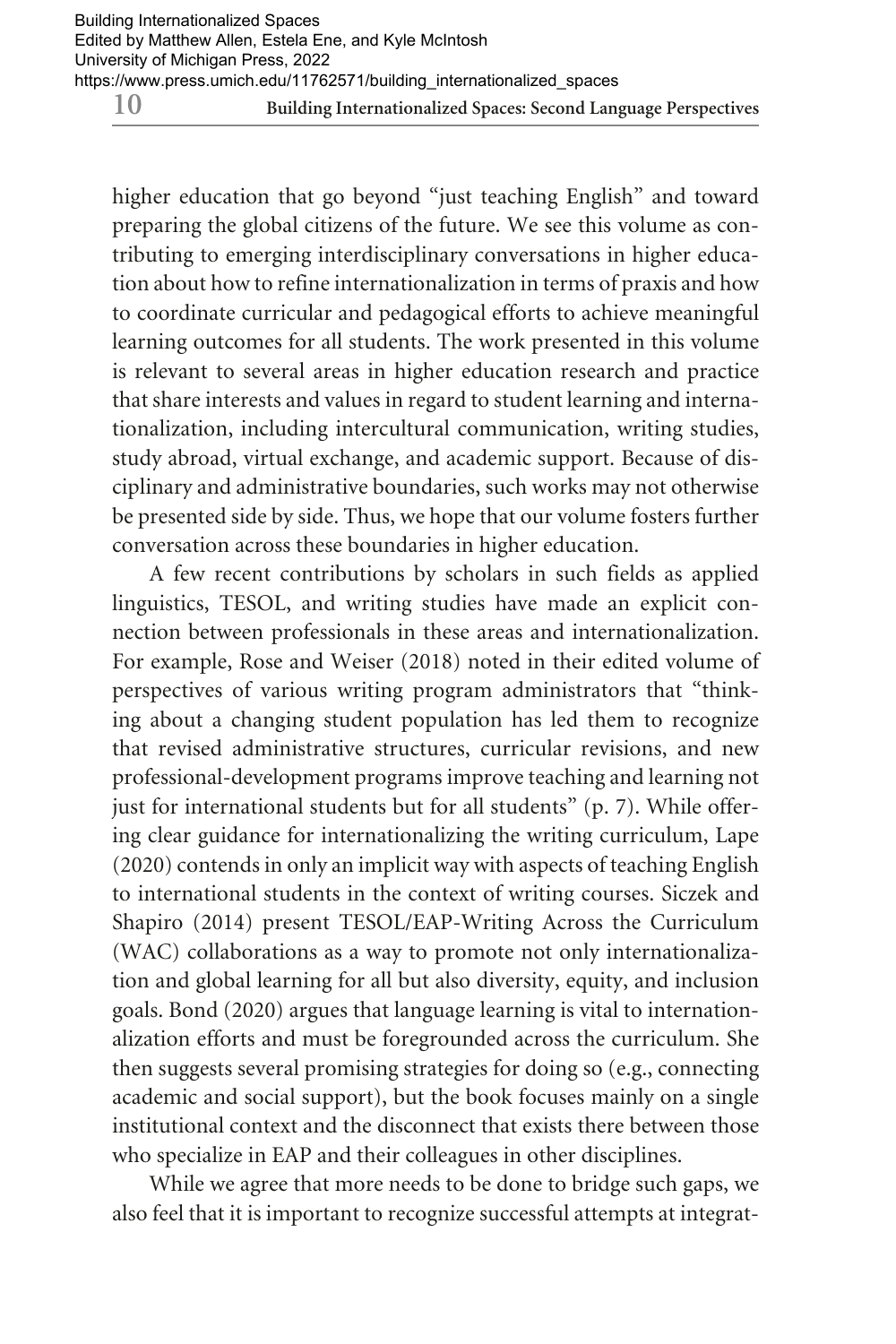higher education that go beyond "just teaching English" and toward preparing the global citizens of the future. We see this volume as contributing to emerging interdisciplinary conversations in higher education about how to refine internationalization in terms of praxis and how to coordinate curricular and pedagogical efforts to achieve meaningful learning outcomes for all students. The work presented in this volume is relevant to several areas in higher education research and practice that share interests and values in regard to student learning and internationalization, including intercultural communication, writing studies, study abroad, virtual exchange, and academic support. Because of disciplinary and administrative boundaries, such works may not otherwise be presented side by side. Thus, we hope that our volume fosters further conversation across these boundaries in higher education.

A few recent contributions by scholars in such fields as applied linguistics, TESOL, and writing studies have made an explicit connection between professionals in these areas and internationalization. For example, Rose and Weiser (2018) noted in their edited volume of perspectives of various writing program administrators that "thinking about a changing student population has led them to recognize that revised administrative structures, curricular revisions, and new professional-development programs improve teaching and learning not just for international students but for all students" (p. 7). While offering clear guidance for internationalizing the writing curriculum, Lape (2020) contends in only an implicit way with aspects of teaching English to international students in the context of writing courses. Siczek and Shapiro (2014) present TESOL/EAP-Writing Across the Curriculum (WAC) collaborations as a way to promote not only internationalization and global learning for all but also diversity, equity, and inclusion goals. Bond (2020) argues that language learning is vital to internationalization efforts and must be foregrounded across the curriculum. She then suggests several promising strategies for doing so (e.g., connecting academic and social support), but the book focuses mainly on a single institutional context and the disconnect that exists there between those who specialize in EAP and their colleagues in other disciplines.

While we agree that more needs to be done to bridge such gaps, we also feel that it is important to recognize successful attempts at integrat-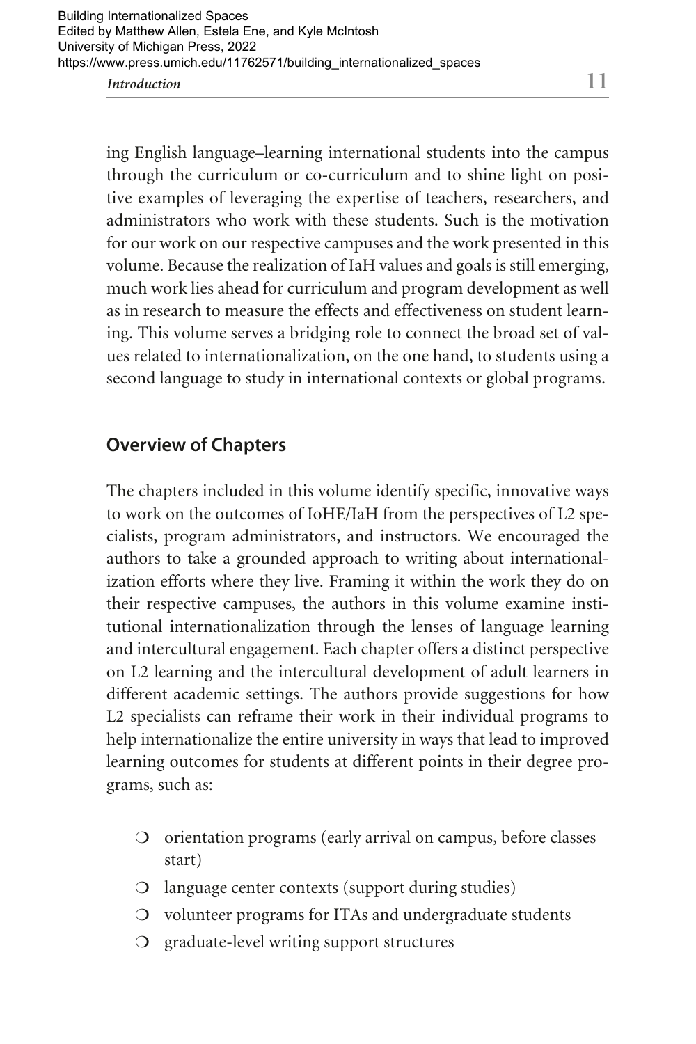ing English language–learning international students into the campus through the curriculum or co-curriculum and to shine light on positive examples of leveraging the expertise of teachers, researchers, and administrators who work with these students. Such is the motivation for our work on our respective campuses and the work presented in this volume. Because the realization of IaH values and goals is still emerging, much work lies ahead for curriculum and program development as well as in research to measure the effects and effectiveness on student learning. This volume serves a bridging role to connect the broad set of values related to internationalization, on the one hand, to students using a second language to study in international contexts or global programs.

## Overview of Chapters

The chapters included in this volume identify specific, innovative ways to work on the outcomes of IoHE/IaH from the perspectives of L2 specialists, program administrators, and instructors. We encouraged the authors to take a grounded approach to writing about internationalization efforts where they live. Framing it within the work they do on their respective campuses, the authors in this volume examine institutional internationalization through the lenses of language learning and intercultural engagement. Each chapter offers a distinct perspective on L2 learning and the intercultural development of adult learners in different academic settings. The authors provide suggestions for how L2 specialists can reframe their work in their individual programs to help internationalize the entire university in ways that lead to improved learning outcomes for students at different points in their degree programs, such as:

- orientation programs (early arrival on campus, before classes start)
- language center contexts (support during studies)
- volunteer programs for ITAs and undergraduate students
- graduate-level writing support structures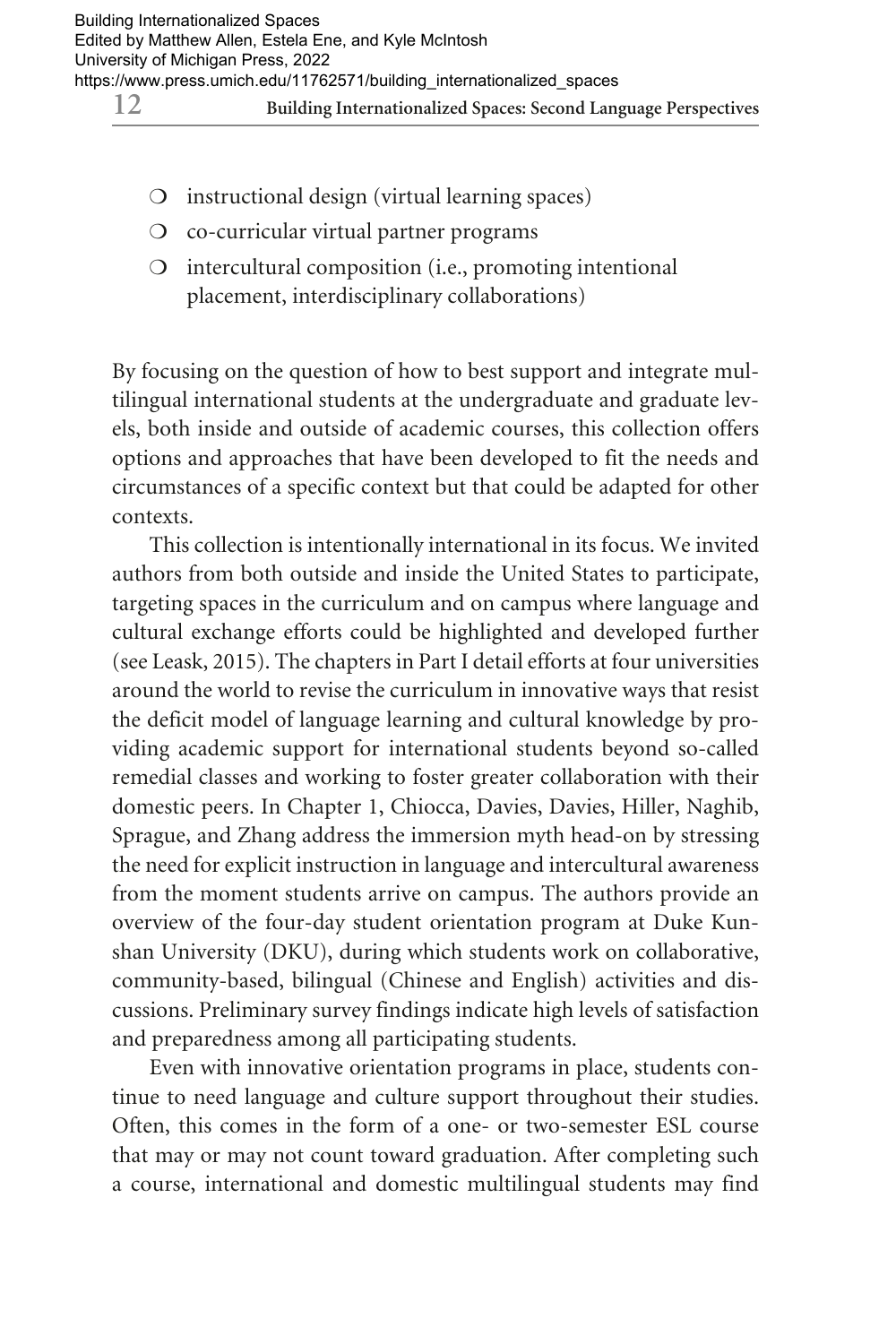- instructional design (virtual learning spaces)
- co-curricular virtual partner programs
- intercultural composition (i.e., promoting intentional placement, interdisciplinary collaborations)

By focusing on the question of how to best support and integrate multilingual international students at the undergraduate and graduate levels, both inside and outside of academic courses, this collection offers options and approaches that have been developed to fit the needs and circumstances of a specific context but that could be adapted for other contexts.

This collection is intentionally international in its focus. We invited authors from both outside and inside the United States to participate, targeting spaces in the curriculum and on campus where language and cultural exchange efforts could be highlighted and developed further (see Leask, 2015). The chapters in Part I detail efforts at four universities around the world to revise the curriculum in innovative ways that resist the deficit model of language learning and cultural knowledge by providing academic support for international students beyond so-called remedial classes and working to foster greater collaboration with their domestic peers. In Chapter 1, Chiocca, Davies, Davies, Hiller, Naghib, Sprague, and Zhang address the immersion myth head-on by stressing the need for explicit instruction in language and intercultural awareness from the moment students arrive on campus. The authors provide an overview of the four-day student orientation program at Duke Kunshan University (DKU), during which students work on collaborative, community-based, bilingual (Chinese and English) activities and discussions. Preliminary survey findings indicate high levels of satisfaction and preparedness among all participating students.

Even with innovative orientation programs in place, students continue to need language and culture support throughout their studies. Often, this comes in the form of a one- or two-semester ESL course that may or may not count toward graduation. After completing such a course, international and domestic multilingual students may find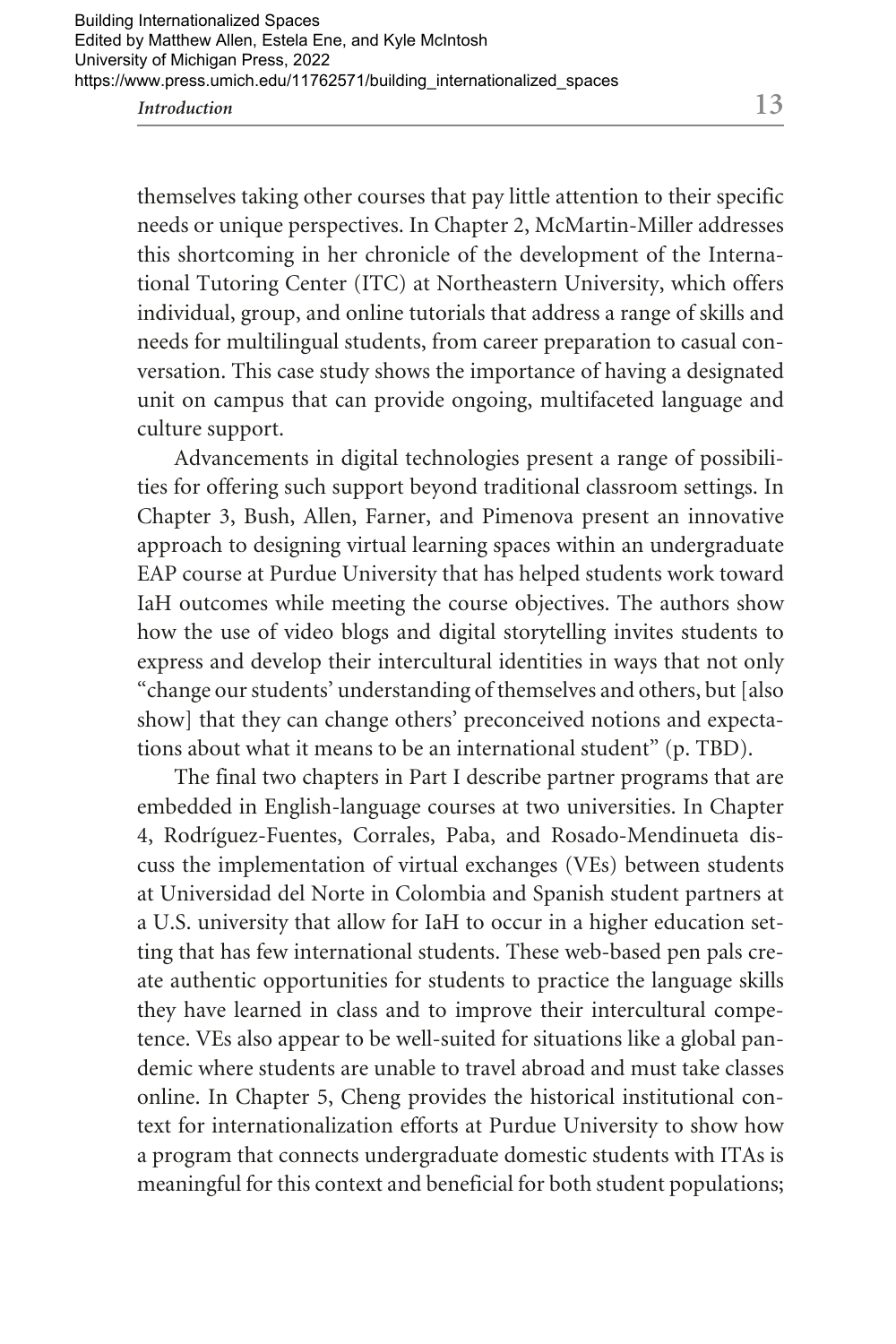themselves taking other courses that pay little attention to their specific needs or unique perspectives. In Chapter 2, McMartin-Miller addresses this shortcoming in her chronicle of the development of the International Tutoring Center (ITC) at Northeastern University, which offers individual, group, and online tutorials that address a range of skills and needs for multilingual students, from career preparation to casual conversation. This case study shows the importance of having a designated unit on campus that can provide ongoing, multifaceted language and culture support.

Advancements in digital technologies present a range of possibilities for offering such support beyond traditional classroom settings. In Chapter 3, Bush, Allen, Farner, and Pimenova present an innovative approach to designing virtual learning spaces within an undergraduate EAP course at Purdue University that has helped students work toward IaH outcomes while meeting the course objectives. The authors show how the use of video blogs and digital storytelling invites students to express and develop their intercultural identities in ways that not only "change our students' understanding of themselves and others, but [also show] that they can change others' preconceived notions and expectations about what it means to be an international student" (p. TBD).

The final two chapters in Part I describe partner programs that are embedded in English-language courses at two universities. In Chapter 4, Rodríguez-Fuentes, Corrales, Paba, and Rosado-Mendinueta discuss the implementation of virtual exchanges (VEs) between students at Universidad del Norte in Colombia and Spanish student partners at a U.S. university that allow for IaH to occur in a higher education setting that has few international students. These web-based pen pals create authentic opportunities for students to practice the language skills they have learned in class and to improve their intercultural competence. VEs also appear to be well-suited for situations like a global pandemic where students are unable to travel abroad and must take classes online. In Chapter 5, Cheng provides the historical institutional context for internationalization efforts at Purdue University to show how a program that connects undergraduate domestic students with ITAs is meaningful for this context and beneficial for both student populations;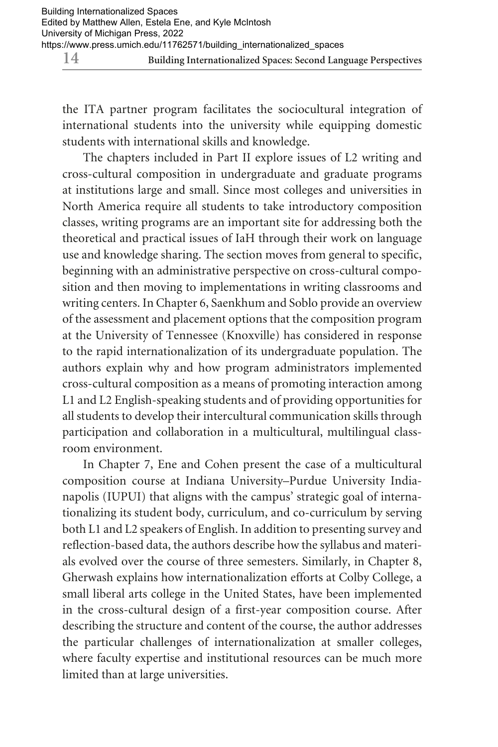the ITA partner program facilitates the sociocultural integration of international students into the university while equipping domestic students with international skills and knowledge.

The chapters included in Part II explore issues of L2 writing and cross-cultural composition in undergraduate and graduate programs at institutions large and small. Since most colleges and universities in North America require all students to take introductory composition classes, writing programs are an important site for addressing both the theoretical and practical issues of IaH through their work on language use and knowledge sharing. The section moves from general to specific, beginning with an administrative perspective on cross-cultural composition and then moving to implementations in writing classrooms and writing centers. In Chapter 6, Saenkhum and Soblo provide an overview of the assessment and placement options that the composition program at the University of Tennessee (Knoxville) has considered in response to the rapid internationalization of its undergraduate population. The authors explain why and how program administrators implemented cross-cultural composition as a means of promoting interaction among L1 and L2 English-speaking students and of providing opportunities for all students to develop their intercultural communication skills through participation and collaboration in a multicultural, multilingual classroom environment.

In Chapter 7, Ene and Cohen present the case of a multicultural composition course at Indiana University–Purdue University Indianapolis (IUPUI) that aligns with the campus' strategic goal of internationalizing its student body, curriculum, and co-curriculum by serving both L1 and L2 speakers of English. In addition to presenting survey and reflection-based data, the authors describe how the syllabus and materials evolved over the course of three semesters. Similarly, in Chapter 8, Gherwash explains how internationalization efforts at Colby College, a small liberal arts college in the United States, have been implemented in the cross-cultural design of a first-year composition course. After describing the structure and content of the course, the author addresses the particular challenges of internationalization at smaller colleges, where faculty expertise and institutional resources can be much more limited than at large universities.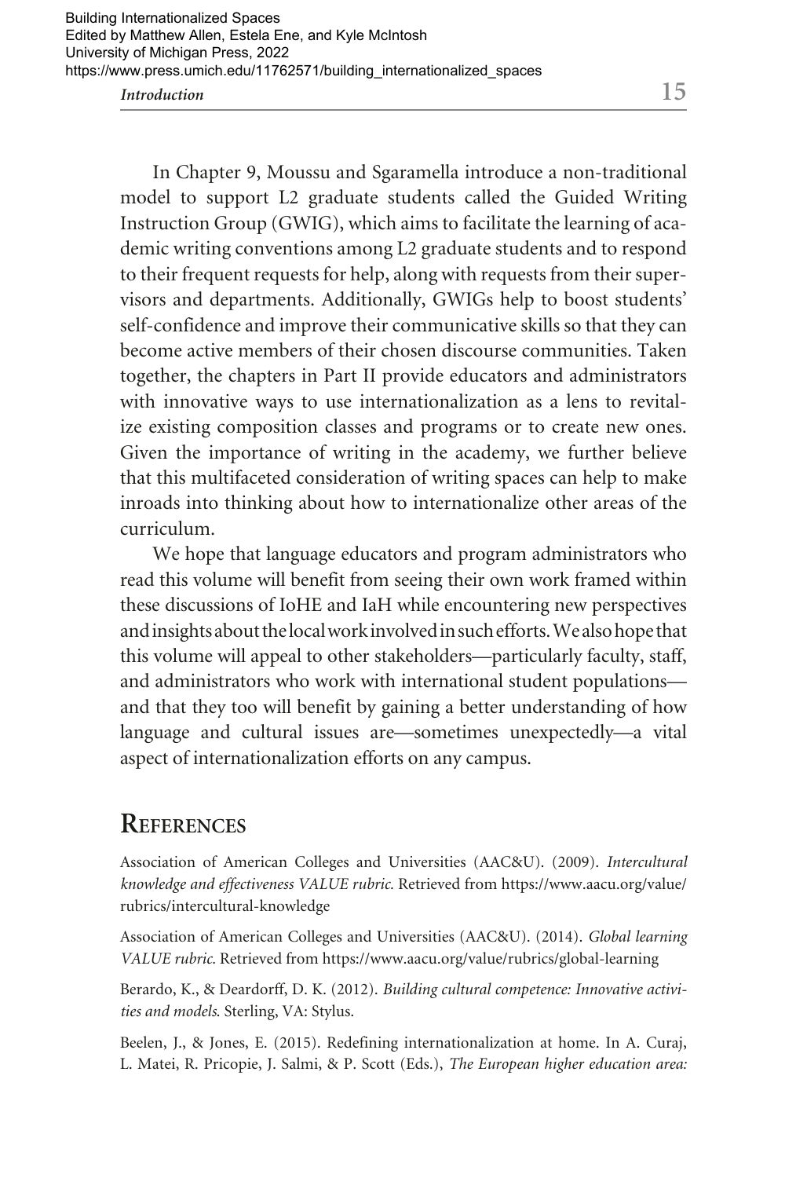In Chapter 9, Moussu and Sgaramella introduce a non-traditional model to support L2 graduate students called the Guided Writing Instruction Group (GWIG), which aims to facilitate the learning of academic writing conventions among L2 graduate students and to respond to their frequent requests for help, along with requests from their supervisors and departments. Additionally, GWIGs help to boost students' self-confidence and improve their communicative skills so that they can become active members of their chosen discourse communities. Taken together, the chapters in Part II provide educators and administrators with innovative ways to use internationalization as a lens to revitalize existing composition classes and programs or to create new ones. Given the importance of writing in the academy, we further believe that this multifaceted consideration of writing spaces can help to make inroads into thinking about how to internationalize other areas of the curriculum.

We hope that language educators and program administrators who read this volume will benefit from seeing their own work framed within these discussions of IoHE and IaH while encountering new perspectives and insights about the local work involved in such efforts. We also hope that this volume will appeal to other stakeholders—particularly faculty, staff, and administrators who work with international student populations—and that they too will benefit by gaining a better understanding of how language and cultural issues are—sometimes unexpectedly—a vital aspect of internationalization efforts on any campus.

## References

Association of American Colleges and Universities (AAC&U). (2009). *Intercultural knowledge and effectiveness VALUE rubric.* Retrieved from https://www.aacu.org/value/rubrics/intercultural-knowledge

Association of American Colleges and Universities (AAC&U). (2014). *Global learning VALUE rubric.* Retrieved from https://www.aacu.org/value/rubrics/global-learning

Berardo, K., & Deardorff, D. K. (2012). *Building cultural competence: Innovative activities and models.* Sterling, VA: Stylus.

Beelen, J., & Jones, E. (2015). Redefining internationalization at home. In A. Curaj, L. Matei, R. Pricopie, J. Salmi, & P. Scott (Eds.), *The European higher education area:*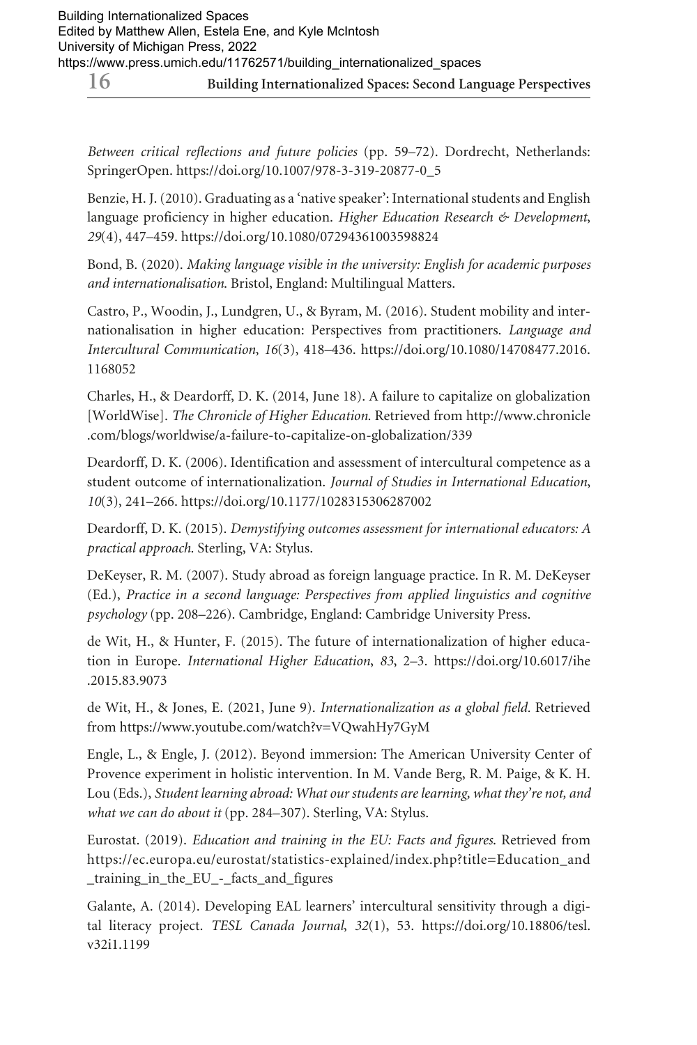*Between critical reflections and future policies* (pp. 59–72). Dordrecht, Netherlands: SpringerOpen. https://doi.org/10.1007/978-3-319-20877-0_5

Benzie, H. J. (2010). Graduating as a 'native speaker': International students and English language proficiency in higher education. *Higher Education Research & Development*, *29*(4), 447–459. https://doi.org/10.1080/07294361003598824

Bond, B. (2020). *Making language visible in the university: English for academic purposes and internationalisation.* Bristol, England: Multilingual Matters.

Castro, P., Woodin, J., Lundgren, U., & Byram, M. (2016). Student mobility and internationalisation in higher education: Perspectives from practitioners. *Language and Intercultural Communication*, *16*(3), 418–436. https://doi.org/10.1080/14708477.2016.1168052

Charles, H., & Deardorff, D. K. (2014, June 18). A failure to capitalize on globalization [WorldWise]. *The Chronicle of Higher Education.* Retrieved from http://www.chronicle.com/blogs/worldwise/a-failure-to-capitalize-on-globalization/339

Deardorff, D. K. (2006). Identification and assessment of intercultural competence as a student outcome of internationalization. *Journal of Studies in International Education*, *10*(3), 241–266. https://doi.org/10.1177/1028315306287002

Deardorff, D. K. (2015). *Demystifying outcomes assessment for international educators: A practical approach.* Sterling, VA: Stylus.

DeKeyser, R. M. (2007). Study abroad as foreign language practice. In R. M. DeKeyser (Ed.), *Practice in a second language: Perspectives from applied linguistics and cognitive psychology* (pp. 208–226). Cambridge, England: Cambridge University Press.

de Wit, H., & Hunter, F. (2015). The future of internationalization of higher education in Europe. *International Higher Education*, *83*, 2–3. https://doi.org/10.6017/ihe.2015.83.9073

de Wit, H., & Jones, E. (2021, June 9). *Internationalization as a global field.* Retrieved from https://www.youtube.com/watch?v=VQwahHy7GyM

Engle, L., & Engle, J. (2012). Beyond immersion: The American University Center of Provence experiment in holistic intervention. In M. Vande Berg, R. M. Paige, & K. H. Lou (Eds.), *Student learning abroad: What our students are learning, what they're not, and what we can do about it* (pp. 284–307). Sterling, VA: Stylus.

Eurostat. (2019). *Education and training in the EU: Facts and figures.* Retrieved from https://ec.europa.eu/eurostat/statistics-explained/index.php?title=Education_and_training_in_the_EU_-_facts_and_figures

Galante, A. (2014). Developing EAL learners' intercultural sensitivity through a digital literacy project. *TESL Canada Journal*, *32*(1), 53. https://doi.org/10.18806/tesl.v32i1.1199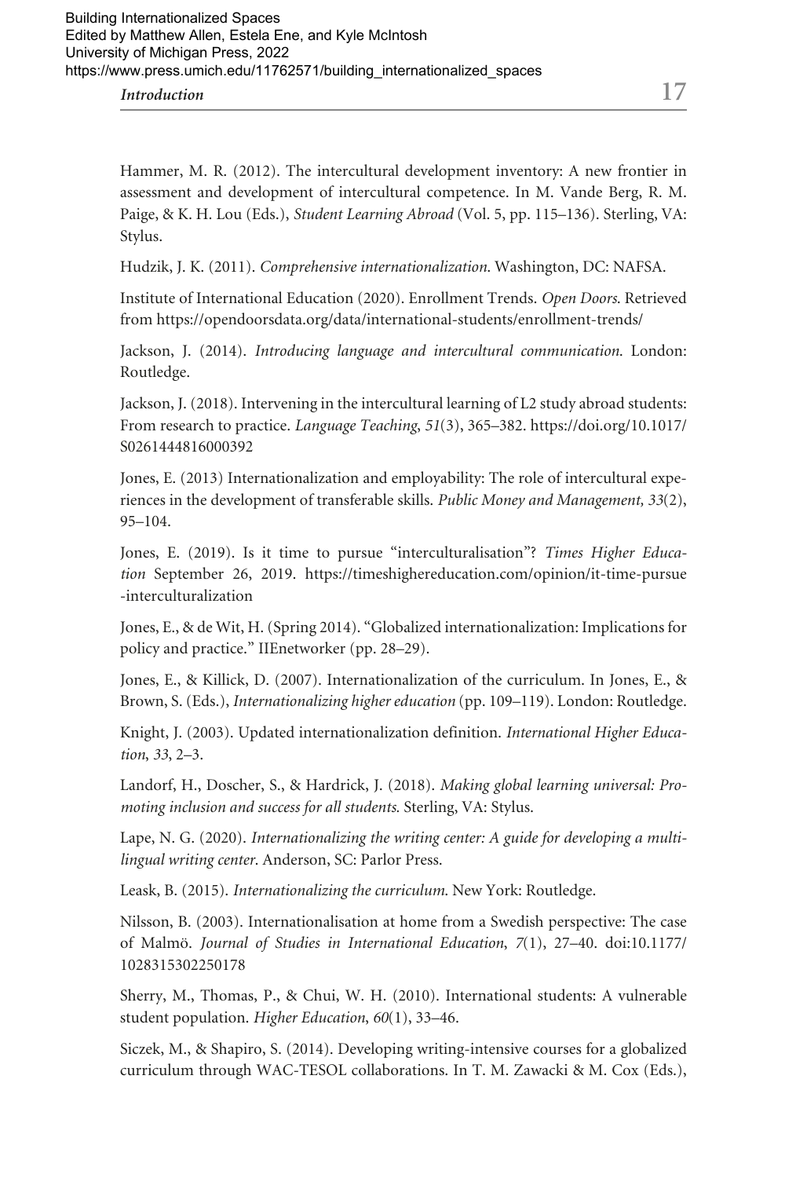Hammer, M. R. (2012). The intercultural development inventory: A new frontier in assessment and development of intercultural competence. In M. Vande Berg, R. M. Paige, & K. H. Lou (Eds.), *Student Learning Abroad* (Vol. 5, pp. 115–136). Sterling, VA: Stylus.

Hudzik, J. K. (2011). *Comprehensive internationalization.* Washington, DC: NAFSA.

Institute of International Education (2020). Enrollment Trends. *Open Doors.* Retrieved from https://opendoorsdata.org/data/international-students/enrollment-trends/

Jackson, J. (2014). *Introducing language and intercultural communication.* London: Routledge.

Jackson, J. (2018). Intervening in the intercultural learning of L2 study abroad students: From research to practice. *Language Teaching*, *51*(3), 365–382. https://doi.org/10.1017/S0261444816000392

Jones, E. (2013) Internationalization and employability: The role of intercultural experiences in the development of transferable skills. *Public Money and Management, 33*(2), 95–104.

Jones, E. (2019). Is it time to pursue "interculturalisation"? *Times Higher Education* September 26, 2019. https://timeshighereducation.com/opinion/it-time-pursue-interculturalization

Jones, E., & de Wit, H. (Spring 2014). "Globalized internationalization: Implications for policy and practice." IIEnetworker (pp. 28–29).

Jones, E., & Killick, D. (2007). Internationalization of the curriculum. In Jones, E., & Brown, S. (Eds.), *Internationalizing higher education* (pp. 109–119). London: Routledge.

Knight, J. (2003). Updated internationalization definition. *International Higher Education*, *33*, 2–3.

Landorf, H., Doscher, S., & Hardrick, J. (2018). *Making global learning universal: Promoting inclusion and success for all students.* Sterling, VA: Stylus.

Lape, N. G. (2020). *Internationalizing the writing center: A guide for developing a multilingual writing center*. Anderson, SC: Parlor Press.

Leask, B. (2015). *Internationalizing the curriculum*. New York: Routledge.

Nilsson, B. (2003). Internationalisation at home from a Swedish perspective: The case of Malmö. *Journal of Studies in International Education*, *7*(1), 27–40. doi:10.1177/1028315302250178

Sherry, M., Thomas, P., & Chui, W. H. (2010). International students: A vulnerable student population. *Higher Education*, *60*(1), 33–46.

Siczek, M., & Shapiro, S. (2014). Developing writing-intensive courses for a globalized curriculum through WAC-TESOL collaborations. In T. M. Zawacki & M. Cox (Eds.),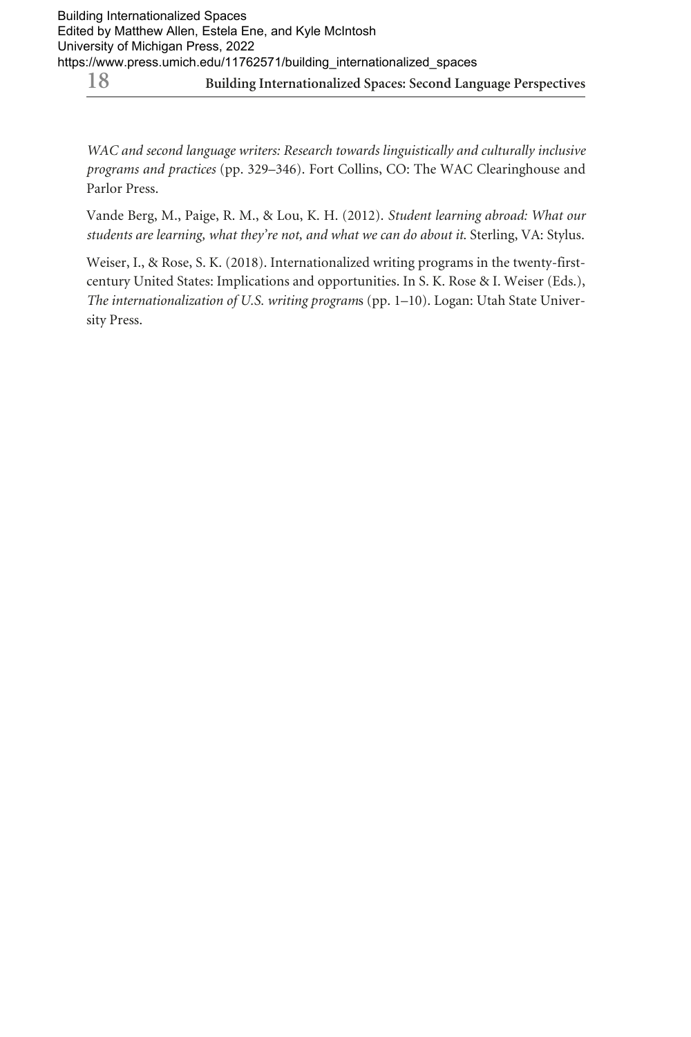*WAC and second language writers: Research towards linguistically and culturally inclusive programs and practices* (pp. 329–346). Fort Collins, CO: The WAC Clearinghouse and Parlor Press.

Vande Berg, M., Paige, R. M., & Lou, K. H. (2012). *Student learning abroad: What our students are learning, what they're not, and what we can do about it.* Sterling, VA: Stylus.

Weiser, I., & Rose, S. K. (2018). Internationalized writing programs in the twenty-first-century United States: Implications and opportunities. In S. K. Rose & I. Weiser (Eds.), *The internationalization of U.S. writing programs* (pp. 1–10). Logan: Utah State University Press.